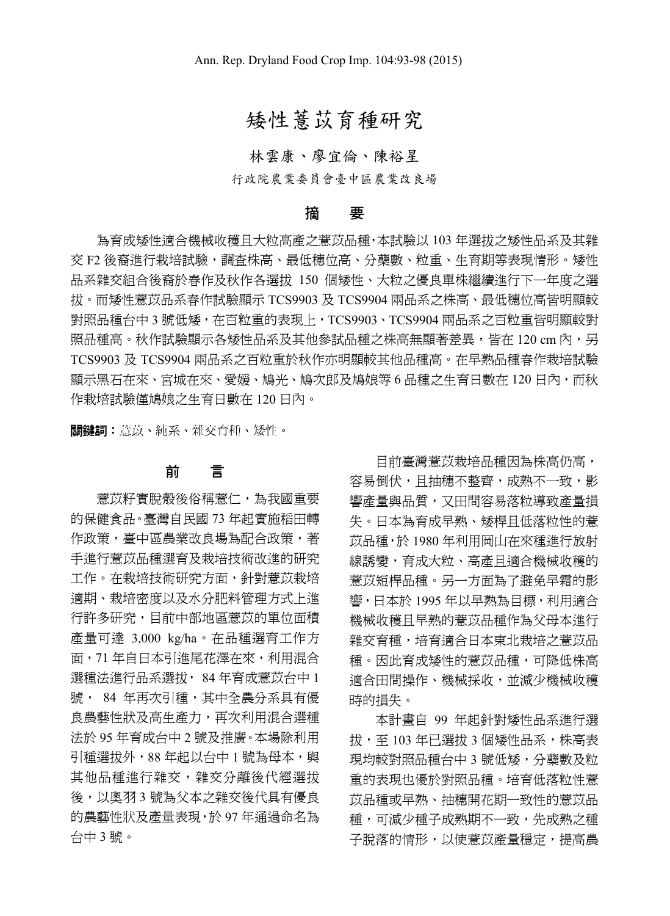# 矮性薏苡育種研究

林雲康、廖宜倫、陳裕星

行政院農業委員會臺中區農業改良場

## 摘　要

為育成矮性適合機械收穫且大粒高產之薏苡品種，本試驗以 103 年選拔之矮性品系及其雜交 F2 後裔進行栽培試驗，調查株高、最低穗位高、分蘗數、粒重、生育期等表現情形。矮性品系雜交組合後裔於春作及秋作各選拔 150 個矮性、大粒之優良單株繼續進行下一年度之選拔。而矮性薏苡品系春作試驗顯示 TCS9903 及 TCS9904 兩品系之株高、最低穗位高皆明顯較對照品種台中 3 號低矮，在百粒重的表現上，TCS9903、TCS9904 兩品系之百粒重皆明顯較對照品種高。秋作試驗顯示各矮性品系及其他參試品種之株高無顯著差異，皆在 120 cm 內，另 TCS9903 及 TCS9904 兩品系之百粒重於秋作亦明顯較其他品種高。在早熟品種春作栽培試驗顯示黑石在來、宮城在來、愛媛、鳩光、鳩次郎及鳩娘等 6 品種之生育日數在 120 日內，而秋作栽培試驗僅鳩娘之生育日數在 120 日內。

**關鍵詞：**薏苡、純系、雜交育種、矮性。

## 前　言

薏苡籽實脫殼後俗稱薏仁，為我國重要的保健食品。臺灣自民國 73 年起實施稻田轉作政策，臺中區農業改良場為配合政策，著手進行薏苡品種選育及栽培技術改進的研究工作。在栽培技術研究方面，針對薏苡栽培適期、栽培密度以及水分肥料管理方式上進行許多研究，目前中部地區薏苡的單位面積產量可達 3,000 kg/ha。在品種選育工作方面，71 年自日本引進尾花澤在來，利用混合選種法進行品系選拔， 84 年育成薏苡台中 1 號， 84 年再次引種，其中全農分系具有優良農藝性狀及高生產力，再次利用混合選種法於 95 年育成台中 2 號及推廣。本場除利用引種選拔外，88 年起以台中 1 號為母本，與其他品種進行雜交，雜交分離後代經選拔後，以奧羽 3 號為父本之雜交後代具有優良的農藝性狀及產量表現，於 97 年通過命名為台中 3 號。

目前臺灣薏苡栽培品種因為株高仍高，容易倒伏，且抽穗不整齊，成熟不一致，影響產量與品質，又田間容易落粒導致產量損失。日本為育成早熟、矮桿且低落粒性的薏苡品種，於 1980 年利用岡山在來種進行放射線誘變，育成大粒、高產且適合機械收穫的薏苡短桿品種。另一方面為了避免早霜的影響，日本於 1995 年以早熟為目標，利用適合機械收穫且早熟的薏苡品種作為父母本進行雜交育種，培育適合日本東北栽培之薏苡品種。因此育成矮性的薏苡品種，可降低株高適合田間操作、機械採收，並減少機械收穫時的損失。

本計畫自 99 年起針對矮性品系進行選拔，至 103 年已選拔 3 個矮性品系，株高表現均較對照品種台中 3 號低矮，分蘗數及粒重的表現也優於對照品種。培育低落粒性薏苡品種或早熟、抽穗開花期一致性的薏苡品種，可減少種子成熟期不一致，先成熟之種子脫落的情形，以使薏苡產量穩定，提高農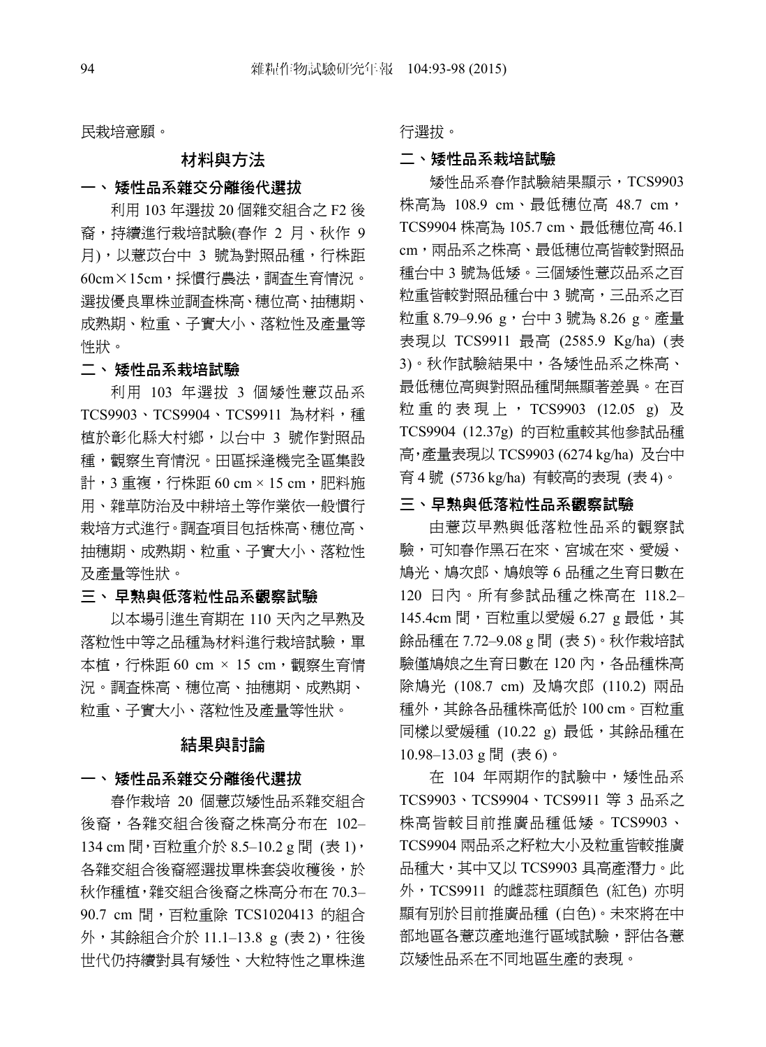民栽培意願。

## 材料與方法

### 一、 矮性品系雜交分離後代選拔

利用 103 年選拔 20 個雜交組合之 F2 後裔，持續進行栽培試驗(春作 2 月、秋作 9 月)，以薏苡台中 3 號為對照品種，行株距 60cm×15cm，採慣行農法，調查生育情況。選拔優良單株並調查株高、穗位高、抽穗期、成熟期、粒重、子實大小、落粒性及產量等性狀。

### 二、 矮性品系栽培試驗

利用 103 年選拔 3 個矮性薏苡品系 TCS9903、TCS9904、TCS9911 為材料，種植於彰化縣大村鄉，以台中 3 號作對照品種，觀察生育情況。田區採逢機完全區集設計，3 重複，行株距 60 cm × 15 cm，肥料施用、雜草防治及中耕培土等作業依一般慣行栽培方式進行。調查項目包括株高、穗位高、抽穗期、成熟期、粒重、子實大小、落粒性及產量等性狀。

### 三、 早熟與低落粒性品系觀察試驗

以本場引進生育期在 110 天內之早熟及落粒性中等之品種為材料進行栽培試驗，單本植，行株距 60 cm × 15 cm，觀察生育情況。調查株高、穗位高、抽穗期、成熟期、粒重、子實大小、落粒性及產量等性狀。

## 結果與討論

### 一、 矮性品系雜交分離後代選拔

春作栽培 20 個薏苡矮性品系雜交組合後裔，各雜交組合後裔之株高分布在 102–134 cm 間，百粒重介於 8.5–10.2 g 間 (表 1)，各雜交組合後裔經選拔單株套袋收穫後，於秋作種植，雜交組合後裔之株高分布在 70.3–90.7 cm 間，百粒重除 TCS1020413 的組合外，其餘組合介於 11.1–13.8 g (表 2)，往後世代仍持續對具有矮性、大粒特性之單株進行選拔。

### 二、矮性品系栽培試驗

矮性品系春作試驗結果顯示，TCS9903 株高為 108.9 cm、最低穗位高 48.7 cm，TCS9904 株高為 105.7 cm、最低穗位高 46.1 cm，兩品系之株高、最低穗位高皆較對照品種台中 3 號為低矮。三個矮性薏苡品系之百粒重皆較對照品種台中 3 號高，三品系之百粒重 8.79–9.96 g，台中 3 號為 8.26 g。產量表現以 TCS9911 最高 (2585.9 Kg/ha) (表 3)。秋作試驗結果中，各矮性品系之株高、最低穗位高與對照品種間無顯著差異。在百粒重的表現上，TCS9903 (12.05 g) 及 TCS9904 (12.37g) 的百粒重較其他參試品種高，產量表現以 TCS9903 (6274 kg/ha) 及台中育 4 號 (5736 kg/ha) 有較高的表現 (表 4)。

### 三、早熟與低落粒性品系觀察試驗

由薏苡早熟與低落粒性品系的觀察試驗，可知春作黑石在來、宮城在來、愛媛、鳩光、鳩次郎、鳩娘等 6 品種之生育日數在 120 日內。所有參試品種之株高在 118.2–145.4cm 間，百粒重以愛媛 6.27 g 最低，其餘品種在 7.72–9.08 g 間 (表 5)。秋作栽培試驗僅鳩娘之生育日數在 120 內，各品種株高除鳩光 (108.7 cm) 及鳩次郎 (110.2) 兩品種外，其餘各品種株高低於 100 cm。百粒重同樣以愛媛種 (10.22 g) 最低，其餘品種在 10.98–13.03 g 間 (表 6)。

在 104 年兩期作的試驗中，矮性品系 TCS9903、TCS9904、TCS9911 等 3 品系之株高皆較目前推廣品種低矮。TCS9903、TCS9904 兩品系之籽粒大小及粒重皆較推廣品種大，其中又以 TCS9903 具高產潛力。此外，TCS9911 的雌蕊柱頭顏色 (紅色) 亦明顯有別於目前推廣品種 (白色)。未來將在中部地區各薏苡產地進行區域試驗，評估各薏苡矮性品系在不同地區生產的表現。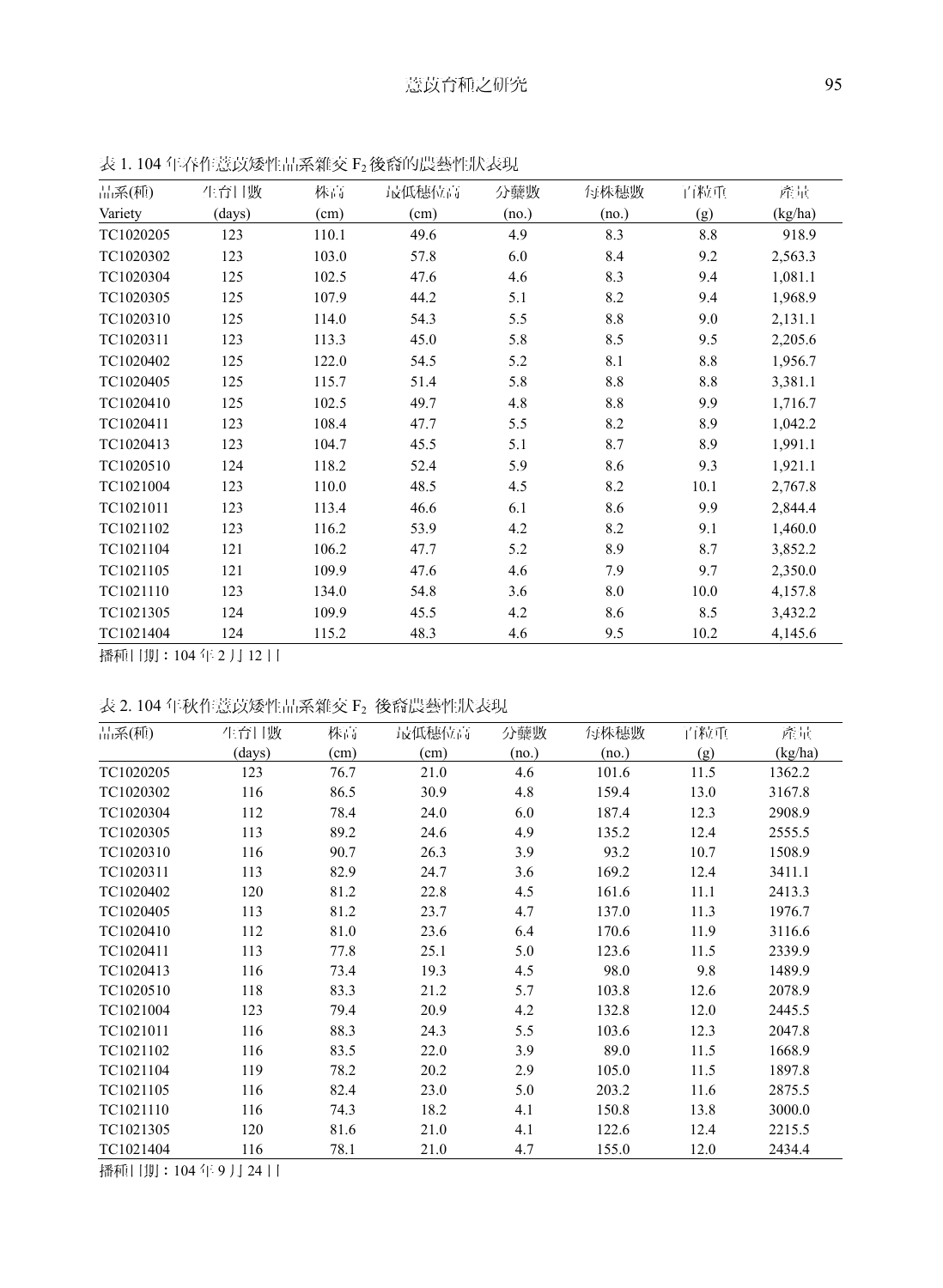表 1. 104 年春作薏苡矮性品系雜交 $F_2$ 後裔的農藝性狀表現

| 品系(種) | 生育日數 | 株高 | 最低穗位高 | 分蘗數 | 每株穗數 | 百粒重 | 產量 |
|---|---|---|---|---|---|---|---|
| Variety | (days) | (cm) | (cm) | (no.) | (no.) | (g) | (kg/ha) |
| TC1020205 | 123 | 110.1 | 49.6 | 4.9 | 8.3 | 8.8 | 918.9 |
| TC1020302 | 123 | 103.0 | 57.8 | 6.0 | 8.4 | 9.2 | 2,563.3 |
| TC1020304 | 125 | 102.5 | 47.6 | 4.6 | 8.3 | 9.4 | 1,081.1 |
| TC1020305 | 125 | 107.9 | 44.2 | 5.1 | 8.2 | 9.4 | 1,968.9 |
| TC1020310 | 125 | 114.0 | 54.3 | 5.5 | 8.8 | 9.0 | 2,131.1 |
| TC1020311 | 123 | 113.3 | 45.0 | 5.8 | 8.5 | 9.5 | 2,205.6 |
| TC1020402 | 125 | 122.0 | 54.5 | 5.2 | 8.1 | 8.8 | 1,956.7 |
| TC1020405 | 125 | 115.7 | 51.4 | 5.8 | 8.8 | 8.8 | 3,381.1 |
| TC1020410 | 125 | 102.5 | 49.7 | 4.8 | 8.8 | 9.9 | 1,716.7 |
| TC1020411 | 123 | 108.4 | 47.7 | 5.5 | 8.2 | 8.9 | 1,042.2 |
| TC1020413 | 123 | 104.7 | 45.5 | 5.1 | 8.7 | 8.9 | 1,991.1 |
| TC1020510 | 124 | 118.2 | 52.4 | 5.9 | 8.6 | 9.3 | 1,921.1 |
| TC1021004 | 123 | 110.0 | 48.5 | 4.5 | 8.2 | 10.1 | 2,767.8 |
| TC1021011 | 123 | 113.4 | 46.6 | 6.1 | 8.6 | 9.9 | 2,844.4 |
| TC1021102 | 123 | 116.2 | 53.9 | 4.2 | 8.2 | 9.1 | 1,460.0 |
| TC1021104 | 121 | 106.2 | 47.7 | 5.2 | 8.9 | 8.7 | 3,852.2 |
| TC1021105 | 121 | 109.9 | 47.6 | 4.6 | 7.9 | 9.7 | 2,350.0 |
| TC1021110 | 123 | 134.0 | 54.8 | 3.6 | 8.0 | 10.0 | 4,157.8 |
| TC1021305 | 124 | 109.9 | 45.5 | 4.2 | 8.6 | 8.5 | 3,432.2 |
| TC1021404 | 124 | 115.2 | 48.3 | 4.6 | 9.5 | 10.2 | 4,145.6 |

播種日期：104 年 2 月 12 日

表 2. 104 年秋作薏苡矮性品系雜交 $F_2$ 後裔農藝性狀表現

| 品系(種) | 生育日數 | 株高 | 最低穗位高 | 分蘗數 | 每株穗數 | 百粒重 | 產量 |
|---|---|---|---|---|---|---|---|
| | (days) | (cm) | (cm) | (no.) | (no.) | (g) | (kg/ha) |
| TC1020205 | 123 | 76.7 | 21.0 | 4.6 | 101.6 | 11.5 | 1362.2 |
| TC1020302 | 116 | 86.5 | 30.9 | 4.8 | 159.4 | 13.0 | 3167.8 |
| TC1020304 | 112 | 78.4 | 24.0 | 6.0 | 187.4 | 12.3 | 2908.9 |
| TC1020305 | 113 | 89.2 | 24.6 | 4.9 | 135.2 | 12.4 | 2555.5 |
| TC1020310 | 116 | 90.7 | 26.3 | 3.9 | 93.2 | 10.7 | 1508.9 |
| TC1020311 | 113 | 82.9 | 24.7 | 3.6 | 169.2 | 12.4 | 3411.1 |
| TC1020402 | 120 | 81.2 | 22.8 | 4.5 | 161.6 | 11.1 | 2413.3 |
| TC1020405 | 113 | 81.2 | 23.7 | 4.7 | 137.0 | 11.3 | 1976.7 |
| TC1020410 | 112 | 81.0 | 23.6 | 6.4 | 170.6 | 11.9 | 3116.6 |
| TC1020411 | 113 | 77.8 | 25.1 | 5.0 | 123.6 | 11.5 | 2339.9 |
| TC1020413 | 116 | 73.4 | 19.3 | 4.5 | 98.0 | 9.8 | 1489.9 |
| TC1020510 | 118 | 83.3 | 21.2 | 5.7 | 103.8 | 12.6 | 2078.9 |
| TC1021004 | 123 | 79.4 | 20.9 | 4.2 | 132.8 | 12.0 | 2445.5 |
| TC1021011 | 116 | 88.3 | 24.3 | 5.5 | 103.6 | 12.3 | 2047.8 |
| TC1021102 | 116 | 83.5 | 22.0 | 3.9 | 89.0 | 11.5 | 1668.9 |
| TC1021104 | 119 | 78.2 | 20.2 | 2.9 | 105.0 | 11.5 | 1897.8 |
| TC1021105 | 116 | 82.4 | 23.0 | 5.0 | 203.2 | 11.6 | 2875.5 |
| TC1021110 | 116 | 74.3 | 18.2 | 4.1 | 150.8 | 13.8 | 3000.0 |
| TC1021305 | 120 | 81.6 | 21.0 | 4.1 | 122.6 | 12.4 | 2215.5 |
| TC1021404 | 116 | 78.1 | 21.0 | 4.7 | 155.0 | 12.0 | 2434.4 |

播種日期：104 年 9 月 24 日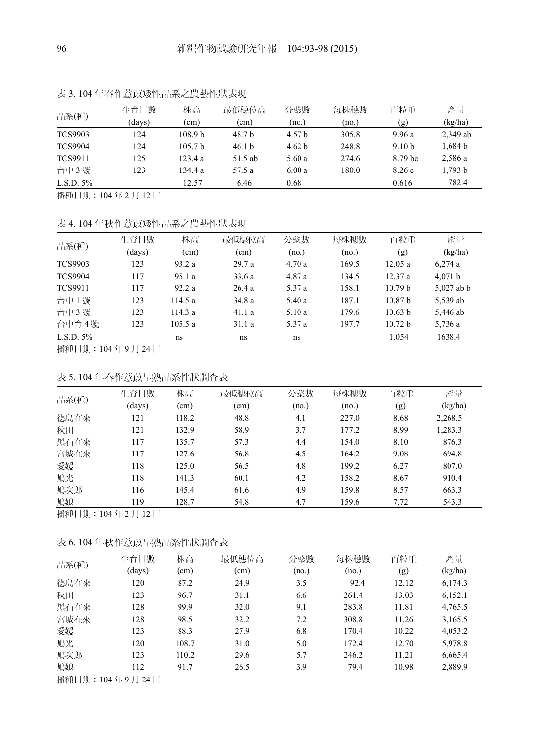表 3. 104 年春作薏苡矮性品系之農藝性狀表現

| 品系(種) | 生育日數 (days) | 株高 (cm) | 最低穗位高 (cm) | 分蘗數 (no.) | 每株穗數 (no.) | 百粒重 (g) | 產量 (kg/ha) |
|---|---|---|---|---|---|---|---|
| TCS9903 | 124 | 108.9 b | 48.7 b | 4.57 b | 305.8 | 9.96 a | 2,349 ab |
| TCS9904 | 124 | 105.7 b | 46.1 b | 4.62 b | 248.8 | 9.10 b | 1,684 b |
| TCS9911 | 125 | 123.4 a | 51.5 ab | 5.60 a | 274.6 | 8.79 bc | 2,586 a |
| 台中 3 號 | 123 | 134.4 a | 57.5 a | 6.00 a | 180.0 | 8.26 c | 1,793 b |
| L.S.D. 5% | | 12.57 | 6.46 | 0.68 | | 0.616 | 782.4 |

播種日期：104 年 2 月 12 日

表 4. 104 年秋作薏苡矮性品系之農藝性狀表現

| 品系(種) | 生育日數 (days) | 株高 (cm) | 最低穗位高 (cm) | 分蘗數 (no.) | 每株穗數 (no.) | 百粒重 (g) | 產量 (kg/ha) |
|---|---|---|---|---|---|---|---|
| TCS9903 | 123 | 93.2 a | 29.7 a | 4.70 a | 169.5 | 12.05 a | 6,274 a |
| TCS9904 | 117 | 95.1 a | 33.6 a | 4.87 a | 134.5 | 12.37 a | 4,071 b |
| TCS9911 | 117 | 92.2 a | 26.4 a | 5.37 a | 158.1 | 10.79 b | 5,027 ab b |
| 台中 1 號 | 123 | 114.5 a | 34.8 a | 5.40 a | 187.1 | 10.87 b | 5,539 ab |
| 台中 3 號 | 123 | 114.3 a | 41.1 a | 5.10 a | 179.6 | 10.63 b | 5,446 ab |
| 台中育 4 號 | 123 | 105.5 a | 31.1 a | 5.37 a | 197.7 | 10.72 b | 5,736 a |
| L.S.D. 5% | | ns | ns | ns | | 1.054 | 1638.4 |

播種日期：104 年 9 月 24 日

表 5. 104 年春作薏苡早熟品系性狀調查表

| 品系(種) | 生育日數 (days) | 株高 (cm) | 最低穗位高 (cm) | 分蘗數 (no.) | 每株穗數 (no.) | 百粒重 (g) | 產量 (kg/ha) |
|---|---|---|---|---|---|---|---|
| 德島在來 | 121 | 118.2 | 48.8 | 4.1 | 227.0 | 8.68 | 2,268.5 |
| 秋田 | 121 | 132.9 | 58.9 | 3.7 | 177.2 | 8.99 | 1,283.3 |
| 黑石在來 | 117 | 135.7 | 57.3 | 4.4 | 154.0 | 8.10 | 876.3 |
| 宮城在來 | 117 | 127.6 | 56.8 | 4.5 | 164.2 | 9.08 | 694.8 |
| 愛媛 | 118 | 125.0 | 56.5 | 4.8 | 199.2 | 6.27 | 807.0 |
| 鳩光 | 118 | 141.3 | 60.1 | 4.2 | 158.2 | 8.67 | 910.4 |
| 鳩次郎 | 116 | 145.4 | 61.6 | 4.9 | 159.8 | 8.57 | 663.3 |
| 鳩娘 | 119 | 128.7 | 54.8 | 4.7 | 159.6 | 7.72 | 543.3 |

播種日期：104 年 2 月 12 日

表 6. 104 年秋作薏苡早熟品系性狀調查表

| 品系(種) | 生育日數 (days) | 株高 (cm) | 最低穗位高 (cm) | 分蘗數 (no.) | 每株穗數 (no.) | 百粒重 (g) | 產量 (kg/ha) |
|---|---|---|---|---|---|---|---|
| 德島在來 | 120 | 87.2 | 24.9 | 3.5 | 92.4 | 12.12 | 6,174.3 |
| 秋田 | 123 | 96.7 | 31.1 | 6.6 | 261.4 | 13.03 | 6,152.1 |
| 黑石在來 | 128 | 99.9 | 32.0 | 9.1 | 283.8 | 11.81 | 4,765.5 |
| 宮城在來 | 128 | 98.5 | 32.2 | 7.2 | 308.8 | 11.26 | 3,165.5 |
| 愛媛 | 123 | 88.3 | 27.9 | 6.8 | 170.4 | 10.22 | 4,053.2 |
| 鳩光 | 120 | 108.7 | 31.0 | 5.0 | 172.4 | 12.70 | 5,978.8 |
| 鳩次郎 | 123 | 110.2 | 29.6 | 5.7 | 246.2 | 11.21 | 6,665.4 |
| 鳩娘 | 112 | 91.7 | 26.5 | 3.9 | 79.4 | 10.98 | 2,889.9 |

播種日期：104 年 9 月 24 日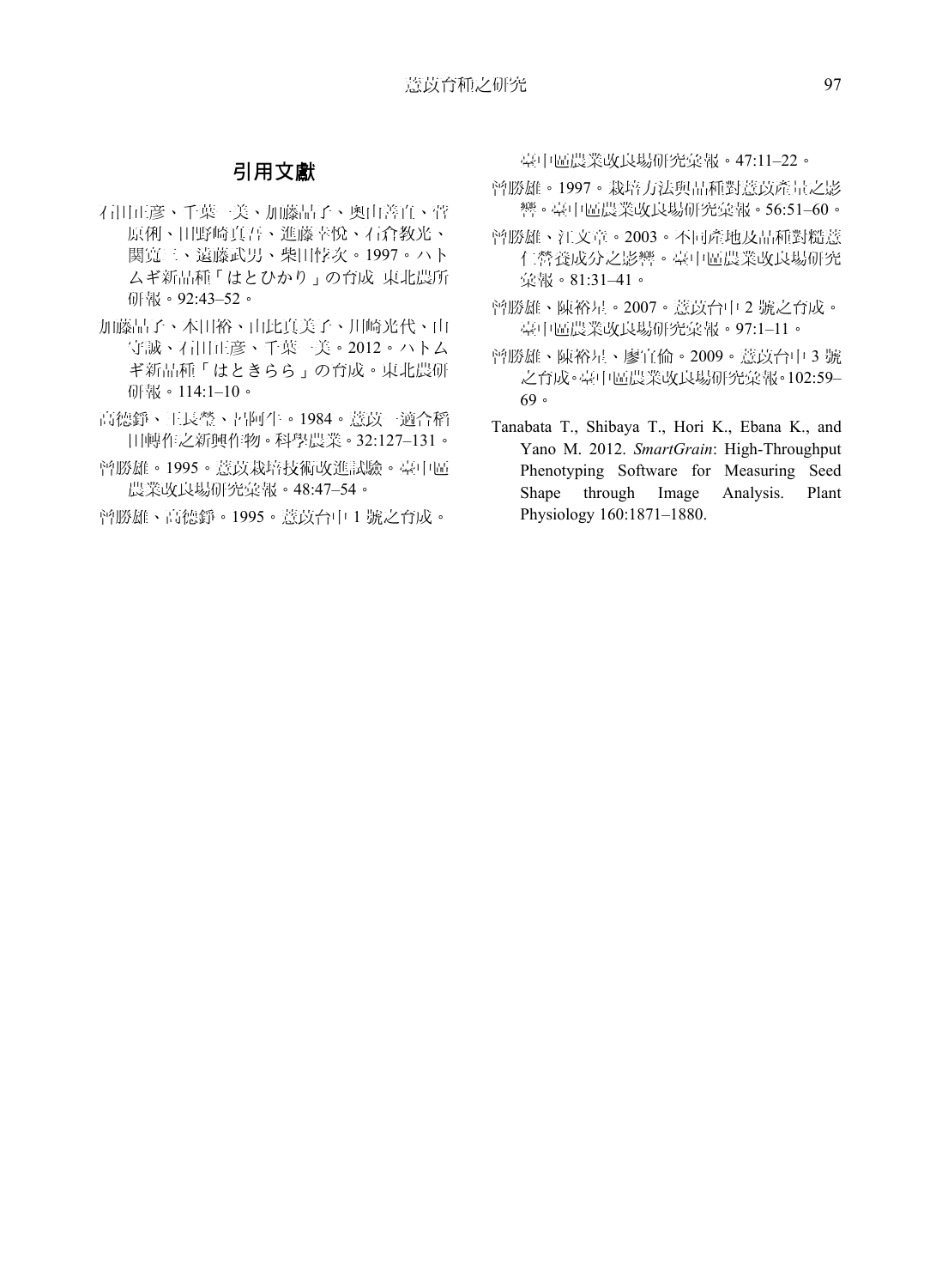## 引用文獻

石田正彥、千葉一美、加藤晶子、奥山善直、菅原俐、川野崎真吾、進藤幸悅、石倉教光、関寛三、遠藤武男、柴田悖次。1997。ハトムギ新品種「はとひかり」の育成 東北農研研報。92:43–52。

加藤晶子、本田裕、山比真美子、川崎光代、山守誠、石田正彥、千葉一美。2012。ハトムギ新品種「はときらら」の育成。東北農研研報。114:1–10。

高德錚、王長瑩、呂阿生。1984。薏苡—適合稻田轉作之新興作物。科學農業。32:127–131。

曾勝雄。1995。薏苡栽培技術改進試驗。臺中區農業改良場研究彙報。48:47–54。

曾勝雄、高德錚。1995。薏苡台中 1 號之育成。臺中區農業改良場研究彙報。47:11–22。

曾勝雄。1997。栽培方法與品種對薏苡產量之影響。臺中區農業改良場研究彙報。56:51–60。

曾勝雄、江文章。2003。不同產地及品種對糙薏仁營養成分之影響。臺中區農業改良場研究彙報。81:31–41。

曾勝雄、陳裕星。2007。薏苡台中 2 號之育成。臺中區農業改良場研究彙報。97:1–11。

曾勝雄、陳裕星、廖宜倫。2009。薏苡台中 3 號之育成。臺中區農業改良場研究彙報。102:59–69。

Tanabata T., Shibaya T., Hori K., Ebana K., and Yano M. 2012. *SmartGrain*: High-Throughput Phenotyping Software for Measuring Seed Shape through Image Analysis. Plant Physiology 160:1871–1880.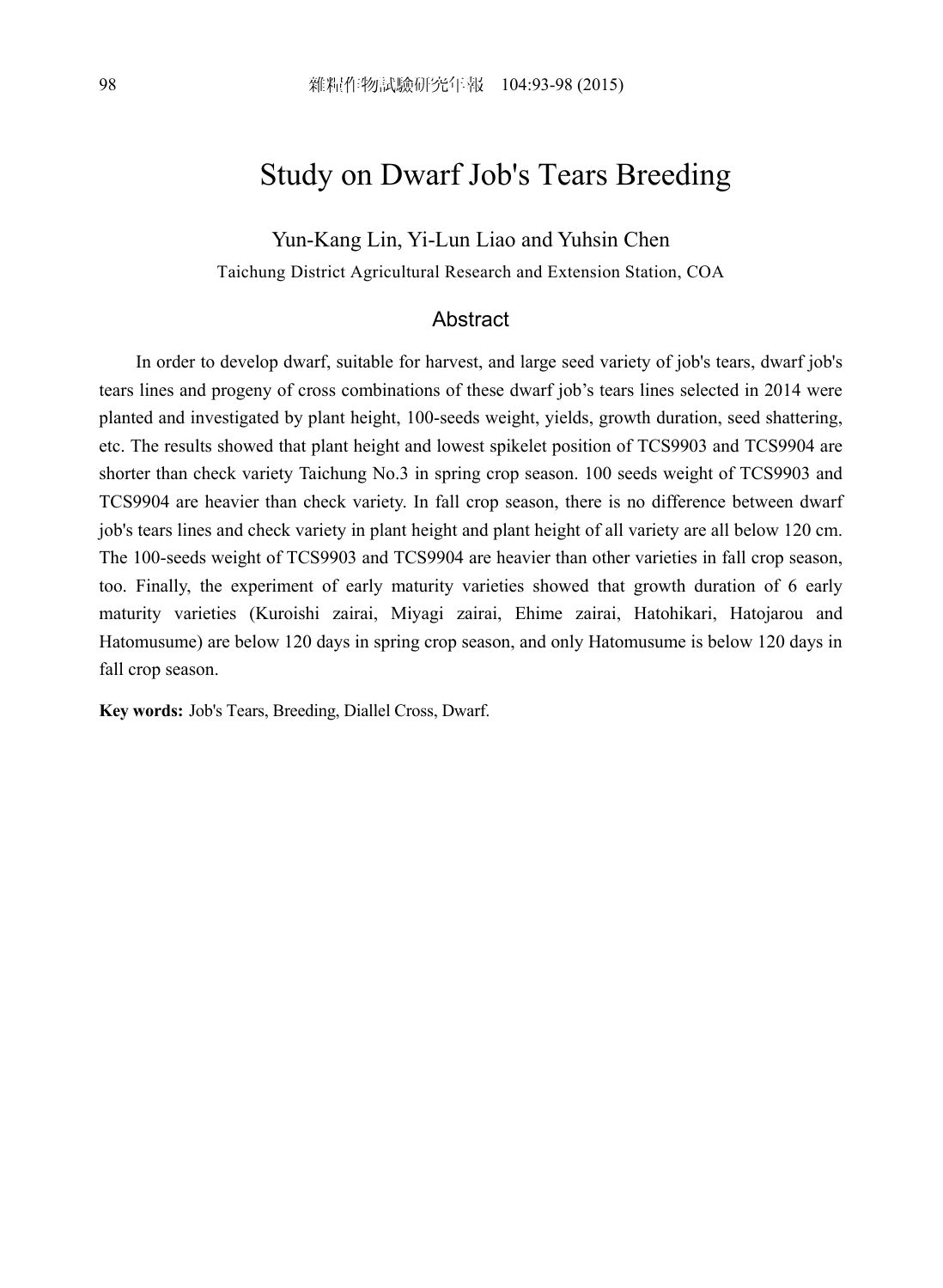# Study on Dwarf Job's Tears Breeding

Yun-Kang Lin, Yi-Lun Liao and Yuhsin Chen

Taichung District Agricultural Research and Extension Station, COA

## Abstract

In order to develop dwarf, suitable for harvest, and large seed variety of job's tears, dwarf job's tears lines and progeny of cross combinations of these dwarf job's tears lines selected in 2014 were planted and investigated by plant height, 100-seeds weight, yields, growth duration, seed shattering, etc. The results showed that plant height and lowest spikelet position of TCS9903 and TCS9904 are shorter than check variety Taichung No.3 in spring crop season. 100 seeds weight of TCS9903 and TCS9904 are heavier than check variety. In fall crop season, there is no difference between dwarf job's tears lines and check variety in plant height and plant height of all variety are all below 120 cm. The 100-seeds weight of TCS9903 and TCS9904 are heavier than other varieties in fall crop season, too. Finally, the experiment of early maturity varieties showed that growth duration of 6 early maturity varieties (Kuroishi zairai, Miyagi zairai, Ehime zairai, Hatohikari, Hatojarou and Hatomusume) are below 120 days in spring crop season, and only Hatomusume is below 120 days in fall crop season.

**Key words:** Job's Tears, Breeding, Diallel Cross, Dwarf.